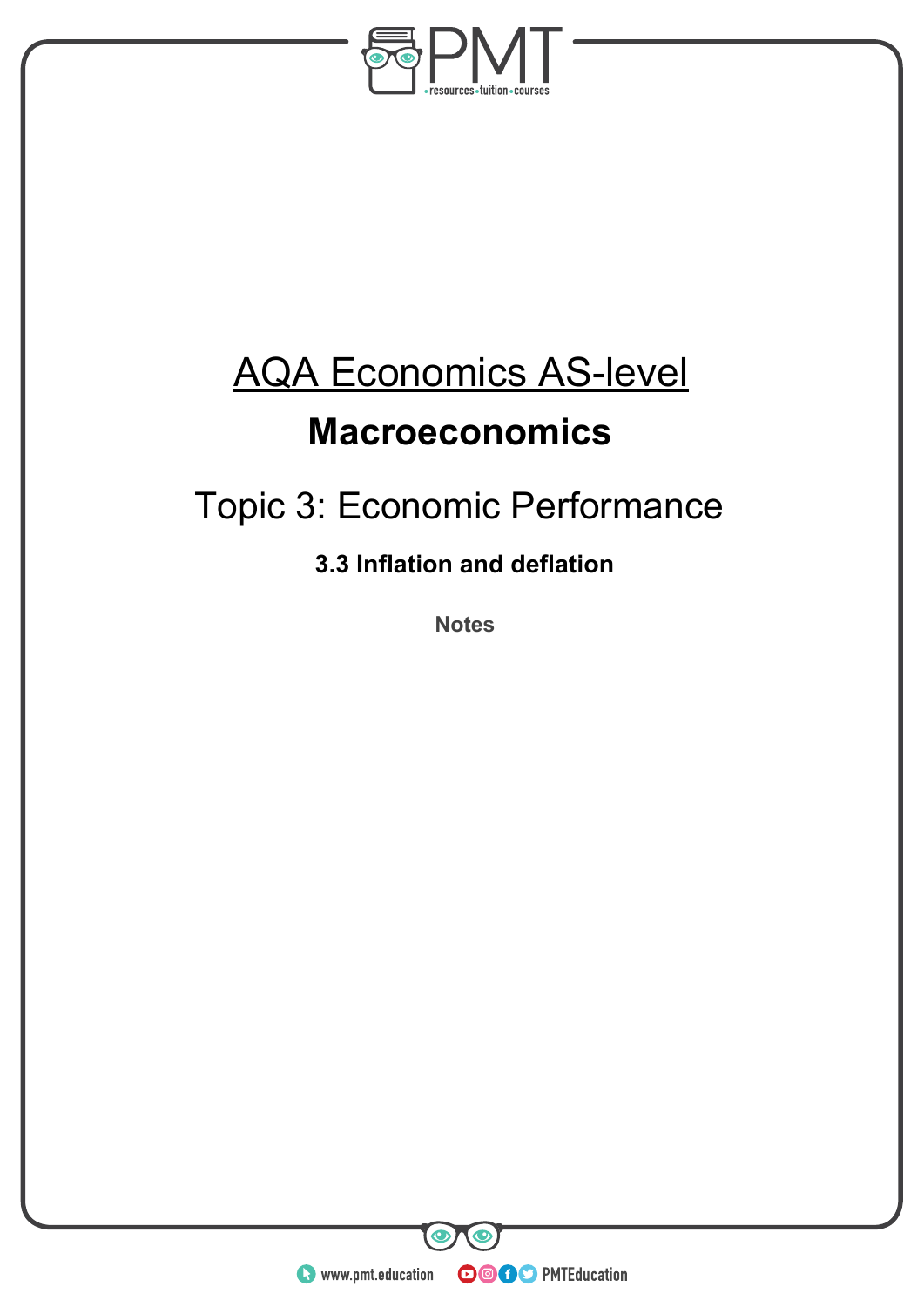# AQA Economics AS-level

## Macroeconomics

### Topic 3: Economic Performance

**3.3 Inflation and deflation**

**Notes**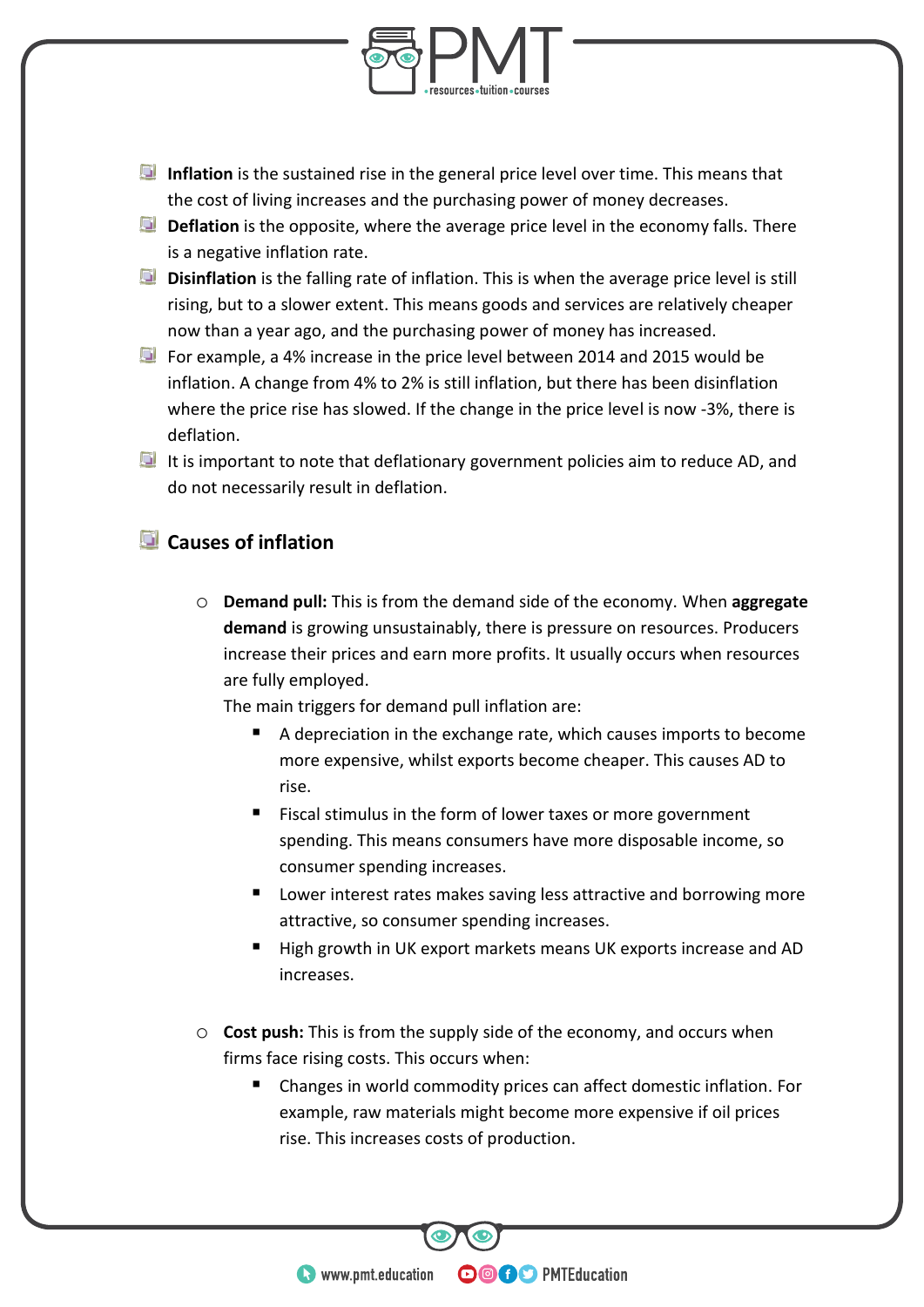- **Inflation** is the sustained rise in the general price level over time. This means that the cost of living increases and the purchasing power of money decreases.
- **Deflation** is the opposite, where the average price level in the economy falls. There is a negative inflation rate.
- **Disinflation** is the falling rate of inflation. This is when the average price level is still rising, but to a slower extent. This means goods and services are relatively cheaper now than a year ago, and the purchasing power of money has increased.
- For example, a 4% increase in the price level between 2014 and 2015 would be inflation. A change from 4% to 2% is still inflation, but there has been disinflation where the price rise has slowed. If the change in the price level is now -3%, there is deflation.
- It is important to note that deflationary government policies aim to reduce AD, and do not necessarily result in deflation.

## Causes of inflation

- **Demand pull:** This is from the demand side of the economy. When **aggregate demand** is growing unsustainably, there is pressure on resources. Producers increase their prices and earn more profits. It usually occurs when resources are fully employed.
  The main triggers for demand pull inflation are:
  - A depreciation in the exchange rate, which causes imports to become more expensive, whilst exports become cheaper. This causes AD to rise.
  - Fiscal stimulus in the form of lower taxes or more government spending. This means consumers have more disposable income, so consumer spending increases.
  - Lower interest rates makes saving less attractive and borrowing more attractive, so consumer spending increases.
  - High growth in UK export markets means UK exports increase and AD increases.

- **Cost push:** This is from the supply side of the economy, and occurs when firms face rising costs. This occurs when:
  - Changes in world commodity prices can affect domestic inflation. For example, raw materials might become more expensive if oil prices rise. This increases costs of production.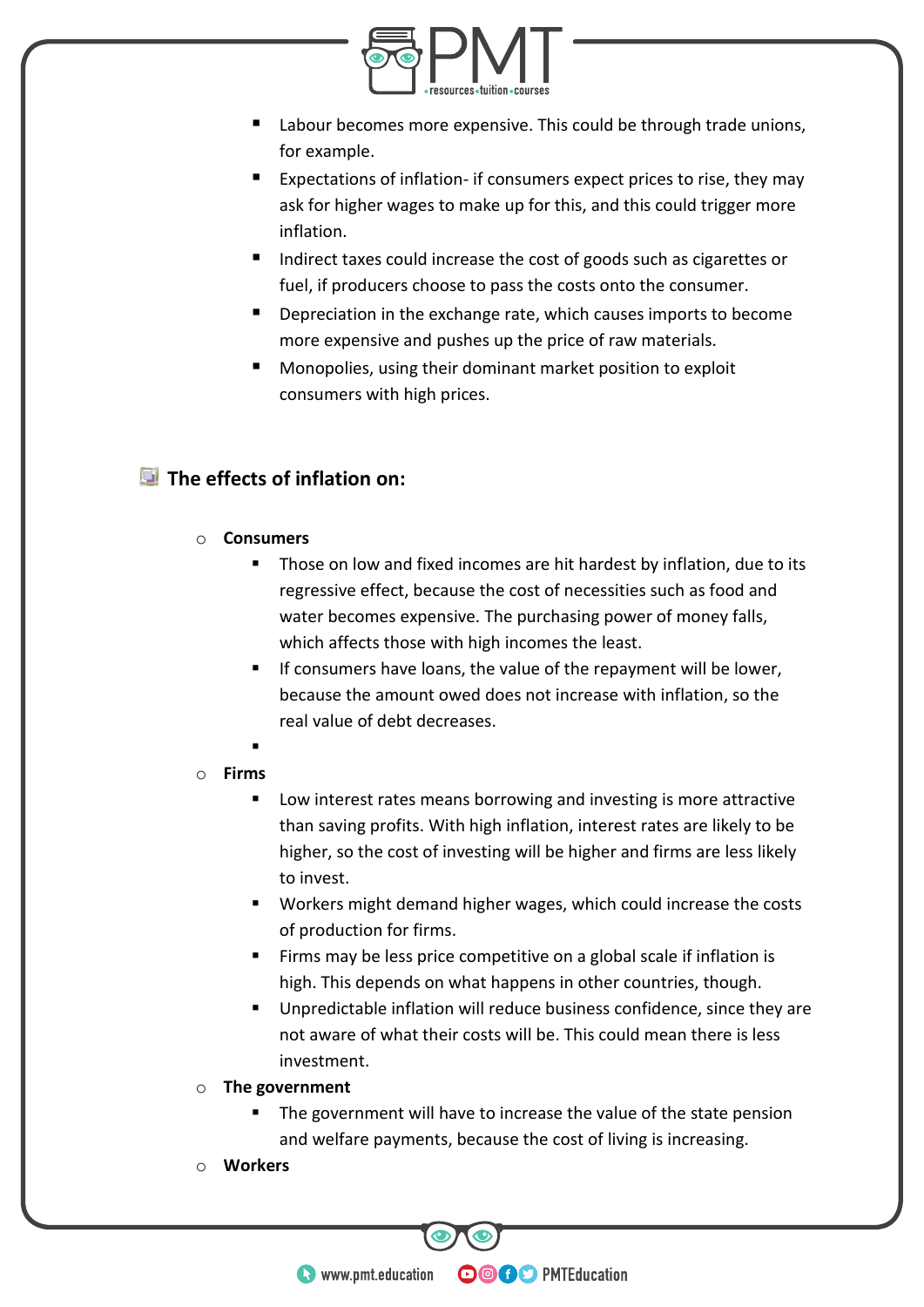- Labour becomes more expensive. This could be through trade unions, for example.
- Expectations of inflation- if consumers expect prices to rise, they may ask for higher wages to make up for this, and this could trigger more inflation.
- Indirect taxes could increase the cost of goods such as cigarettes or fuel, if producers choose to pass the costs onto the consumer.
- Depreciation in the exchange rate, which causes imports to become more expensive and pushes up the price of raw materials.
- Monopolies, using their dominant market position to exploit consumers with high prices.

## The effects of inflation on:

- **Consumers**
  - Those on low and fixed incomes are hit hardest by inflation, due to its regressive effect, because the cost of necessities such as food and water becomes expensive. The purchasing power of money falls, which affects those with high incomes the least.
  - If consumers have loans, the value of the repayment will be lower, because the amount owed does not increase with inflation, so the real value of debt decreases.
- **Firms**
  - Low interest rates means borrowing and investing is more attractive than saving profits. With high inflation, interest rates are likely to be higher, so the cost of investing will be higher and firms are less likely to invest.
  - Workers might demand higher wages, which could increase the costs of production for firms.
  - Firms may be less price competitive on a global scale if inflation is high. This depends on what happens in other countries, though.
  - Unpredictable inflation will reduce business confidence, since they are not aware of what their costs will be. This could mean there is less investment.
- **The government**
  - The government will have to increase the value of the state pension and welfare payments, because the cost of living is increasing.
- **Workers**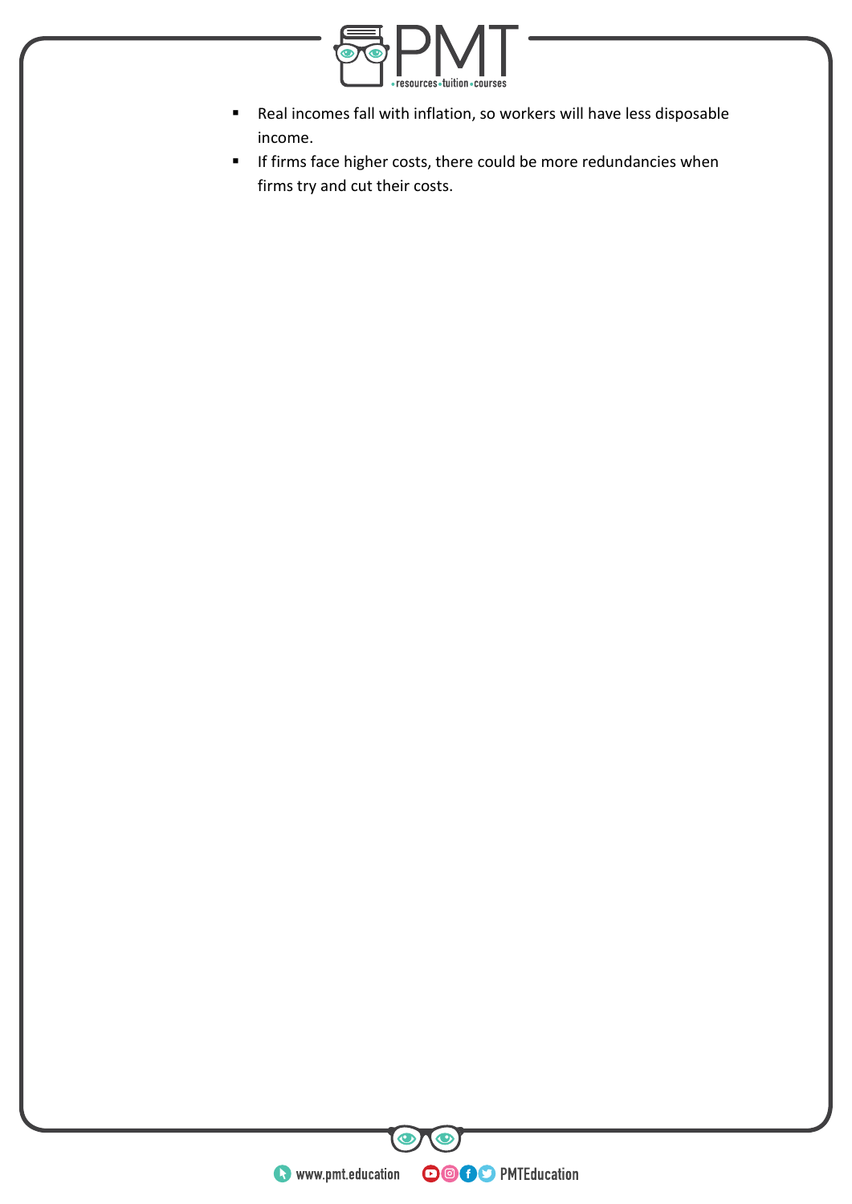- Real incomes fall with inflation, so workers will have less disposable income.
- If firms face higher costs, there could be more redundancies when firms try and cut their costs.